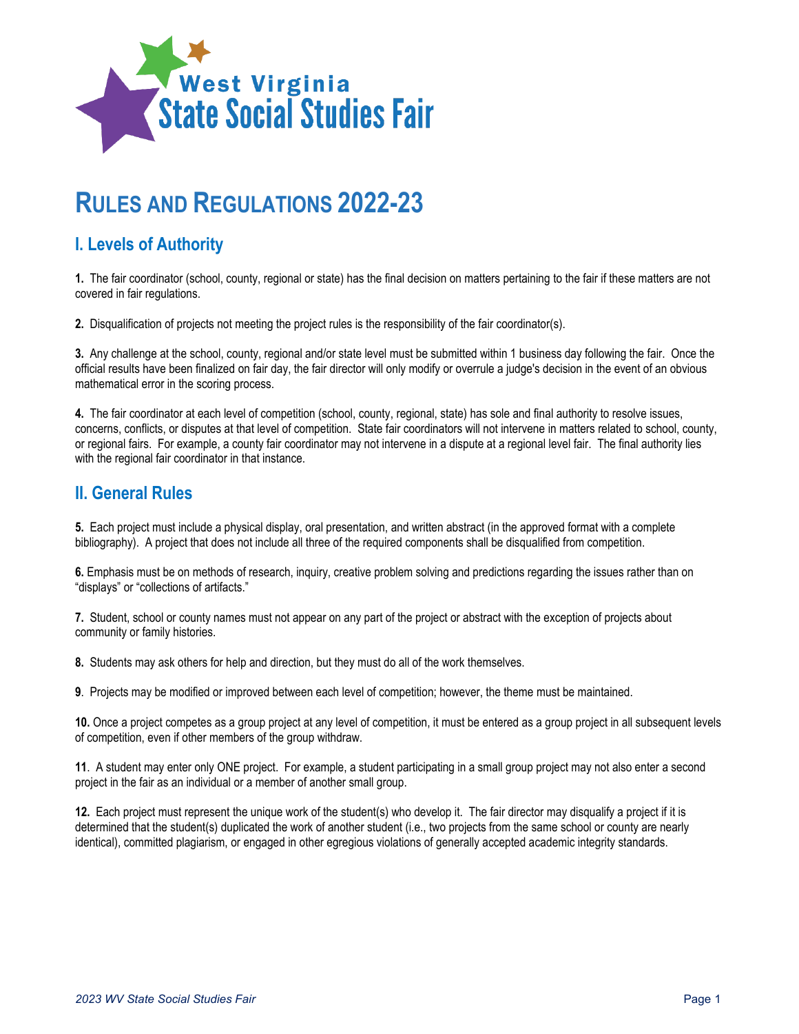West Virginia
State Social Studies Fair

# RULES AND REGULATIONS 2022-23

## I. Levels of Authority

**1.** The fair coordinator (school, county, regional or state) has the final decision on matters pertaining to the fair if these matters are not covered in fair regulations.

**2.** Disqualification of projects not meeting the project rules is the responsibility of the fair coordinator(s).

**3.** Any challenge at the school, county, regional and/or state level must be submitted within 1 business day following the fair. Once the official results have been finalized on fair day, the fair director will only modify or overrule a judge's decision in the event of an obvious mathematical error in the scoring process.

**4.** The fair coordinator at each level of competition (school, county, regional, state) has sole and final authority to resolve issues, concerns, conflicts, or disputes at that level of competition. State fair coordinators will not intervene in matters related to school, county, or regional fairs. For example, a county fair coordinator may not intervene in a dispute at a regional level fair. The final authority lies with the regional fair coordinator in that instance.

## II. General Rules

**5.** Each project must include a physical display, oral presentation, and written abstract (in the approved format with a complete bibliography). A project that does not include all three of the required components shall be disqualified from competition.

**6.** Emphasis must be on methods of research, inquiry, creative problem solving and predictions regarding the issues rather than on "displays" or "collections of artifacts."

**7.** Student, school or county names must not appear on any part of the project or abstract with the exception of projects about community or family histories.

**8.** Students may ask others for help and direction, but they must do all of the work themselves.

**9**. Projects may be modified or improved between each level of competition; however, the theme must be maintained.

**10.** Once a project competes as a group project at any level of competition, it must be entered as a group project in all subsequent levels of competition, even if other members of the group withdraw.

**11**. A student may enter only ONE project. For example, a student participating in a small group project may not also enter a second project in the fair as an individual or a member of another small group.

**12.** Each project must represent the unique work of the student(s) who develop it. The fair director may disqualify a project if it is determined that the student(s) duplicated the work of another student (i.e., two projects from the same school or county are nearly identical), committed plagiarism, or engaged in other egregious violations of generally accepted academic integrity standards.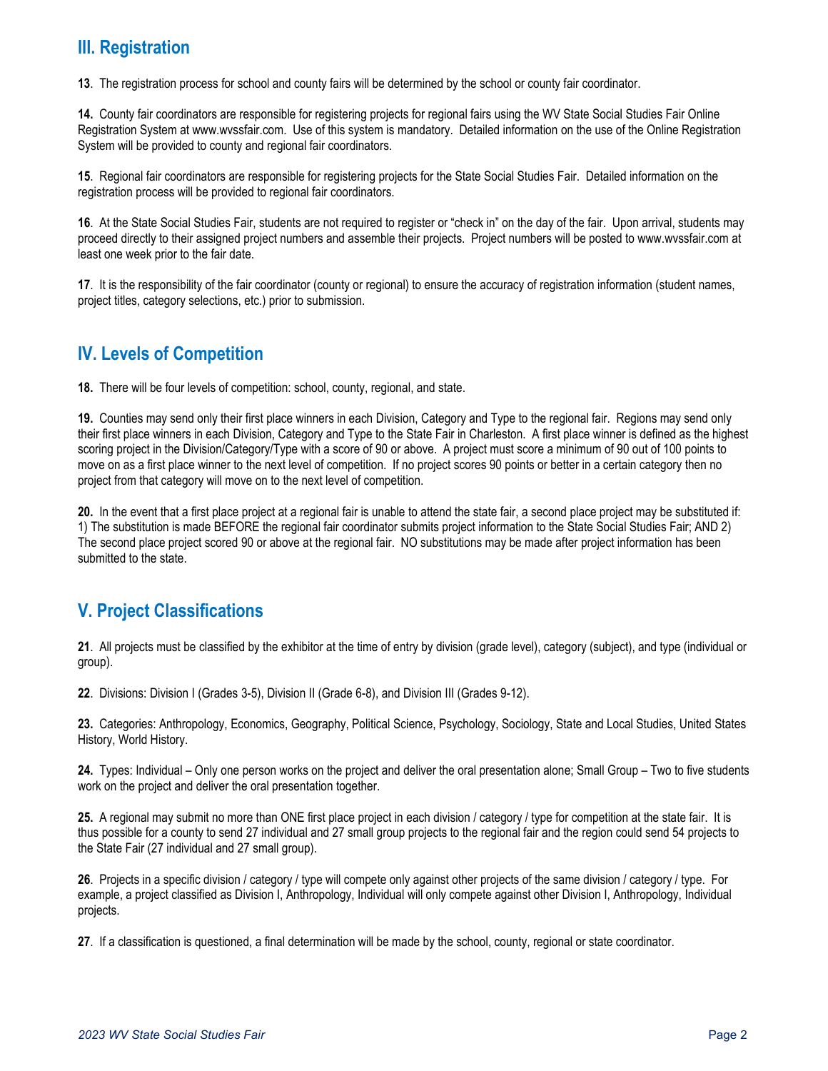## III. Registration

**13**. The registration process for school and county fairs will be determined by the school or county fair coordinator.

**14.** County fair coordinators are responsible for registering projects for regional fairs using the WV State Social Studies Fair Online Registration System at www.wvssfair.com. Use of this system is mandatory. Detailed information on the use of the Online Registration System will be provided to county and regional fair coordinators.

**15**. Regional fair coordinators are responsible for registering projects for the State Social Studies Fair. Detailed information on the registration process will be provided to regional fair coordinators.

**16**. At the State Social Studies Fair, students are not required to register or "check in" on the day of the fair. Upon arrival, students may proceed directly to their assigned project numbers and assemble their projects. Project numbers will be posted to www.wvssfair.com at least one week prior to the fair date.

**17**. It is the responsibility of the fair coordinator (county or regional) to ensure the accuracy of registration information (student names, project titles, category selections, etc.) prior to submission.

## IV. Levels of Competition

**18.** There will be four levels of competition: school, county, regional, and state.

**19.** Counties may send only their first place winners in each Division, Category and Type to the regional fair. Regions may send only their first place winners in each Division, Category and Type to the State Fair in Charleston. A first place winner is defined as the highest scoring project in the Division/Category/Type with a score of 90 or above. A project must score a minimum of 90 out of 100 points to move on as a first place winner to the next level of competition. If no project scores 90 points or better in a certain category then no project from that category will move on to the next level of competition.

**20.** In the event that a first place project at a regional fair is unable to attend the state fair, a second place project may be substituted if: 1) The substitution is made BEFORE the regional fair coordinator submits project information to the State Social Studies Fair; AND 2) The second place project scored 90 or above at the regional fair. NO substitutions may be made after project information has been submitted to the state.

## V. Project Classifications

**21**. All projects must be classified by the exhibitor at the time of entry by division (grade level), category (subject), and type (individual or group).

**22**. Divisions: Division I (Grades 3-5), Division II (Grade 6-8), and Division III (Grades 9-12).

**23.** Categories: Anthropology, Economics, Geography, Political Science, Psychology, Sociology, State and Local Studies, United States History, World History.

**24.** Types: Individual – Only one person works on the project and deliver the oral presentation alone; Small Group – Two to five students work on the project and deliver the oral presentation together.

**25.** A regional may submit no more than ONE first place project in each division / category / type for competition at the state fair. It is thus possible for a county to send 27 individual and 27 small group projects to the regional fair and the region could send 54 projects to the State Fair (27 individual and 27 small group).

**26**. Projects in a specific division / category / type will compete only against other projects of the same division / category / type. For example, a project classified as Division I, Anthropology, Individual will only compete against other Division I, Anthropology, Individual projects.

**27**. If a classification is questioned, a final determination will be made by the school, county, regional or state coordinator.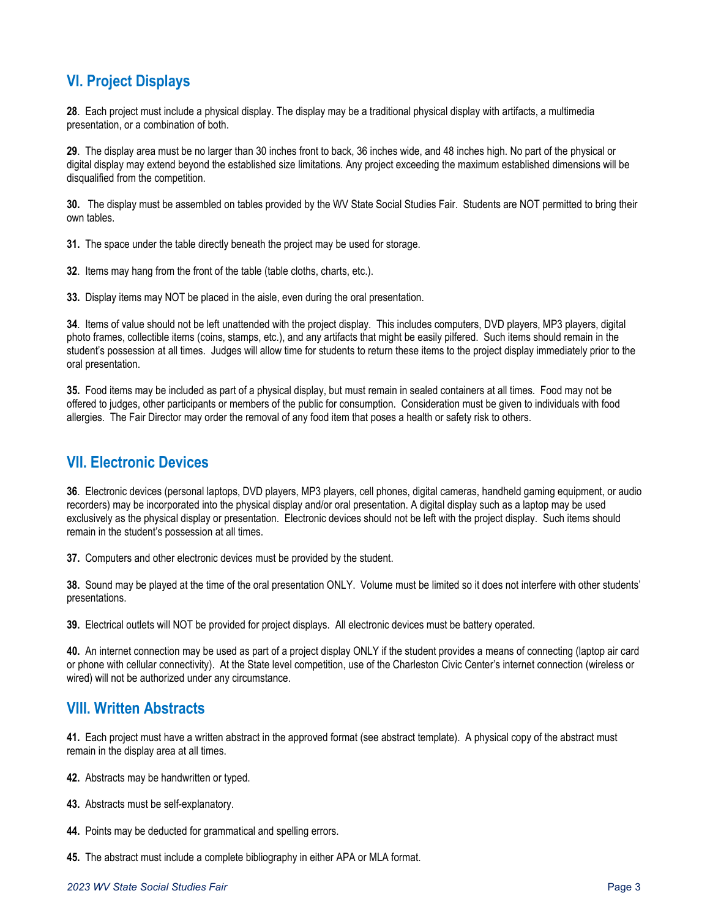## VI. Project Displays

**28**. Each project must include a physical display. The display may be a traditional physical display with artifacts, a multimedia presentation, or a combination of both.

**29**. The display area must be no larger than 30 inches front to back, 36 inches wide, and 48 inches high. No part of the physical or digital display may extend beyond the established size limitations. Any project exceeding the maximum established dimensions will be disqualified from the competition.

**30.** The display must be assembled on tables provided by the WV State Social Studies Fair. Students are NOT permitted to bring their own tables.

**31.** The space under the table directly beneath the project may be used for storage.

**32**. Items may hang from the front of the table (table cloths, charts, etc.).

**33.** Display items may NOT be placed in the aisle, even during the oral presentation.

**34**. Items of value should not be left unattended with the project display. This includes computers, DVD players, MP3 players, digital photo frames, collectible items (coins, stamps, etc.), and any artifacts that might be easily pilfered. Such items should remain in the student's possession at all times. Judges will allow time for students to return these items to the project display immediately prior to the oral presentation.

**35.** Food items may be included as part of a physical display, but must remain in sealed containers at all times. Food may not be offered to judges, other participants or members of the public for consumption. Consideration must be given to individuals with food allergies. The Fair Director may order the removal of any food item that poses a health or safety risk to others.

## VII. Electronic Devices

**36**. Electronic devices (personal laptops, DVD players, MP3 players, cell phones, digital cameras, handheld gaming equipment, or audio recorders) may be incorporated into the physical display and/or oral presentation. A digital display such as a laptop may be used exclusively as the physical display or presentation. Electronic devices should not be left with the project display. Such items should remain in the student's possession at all times.

**37.** Computers and other electronic devices must be provided by the student.

**38.** Sound may be played at the time of the oral presentation ONLY. Volume must be limited so it does not interfere with other students' presentations.

**39.** Electrical outlets will NOT be provided for project displays. All electronic devices must be battery operated.

**40.** An internet connection may be used as part of a project display ONLY if the student provides a means of connecting (laptop air card or phone with cellular connectivity). At the State level competition, use of the Charleston Civic Center's internet connection (wireless or wired) will not be authorized under any circumstance.

## VIII. Written Abstracts

**41.** Each project must have a written abstract in the approved format (see abstract template). A physical copy of the abstract must remain in the display area at all times.

**42.** Abstracts may be handwritten or typed.

**43.** Abstracts must be self-explanatory.

**44.** Points may be deducted for grammatical and spelling errors.

**45.** The abstract must include a complete bibliography in either APA or MLA format.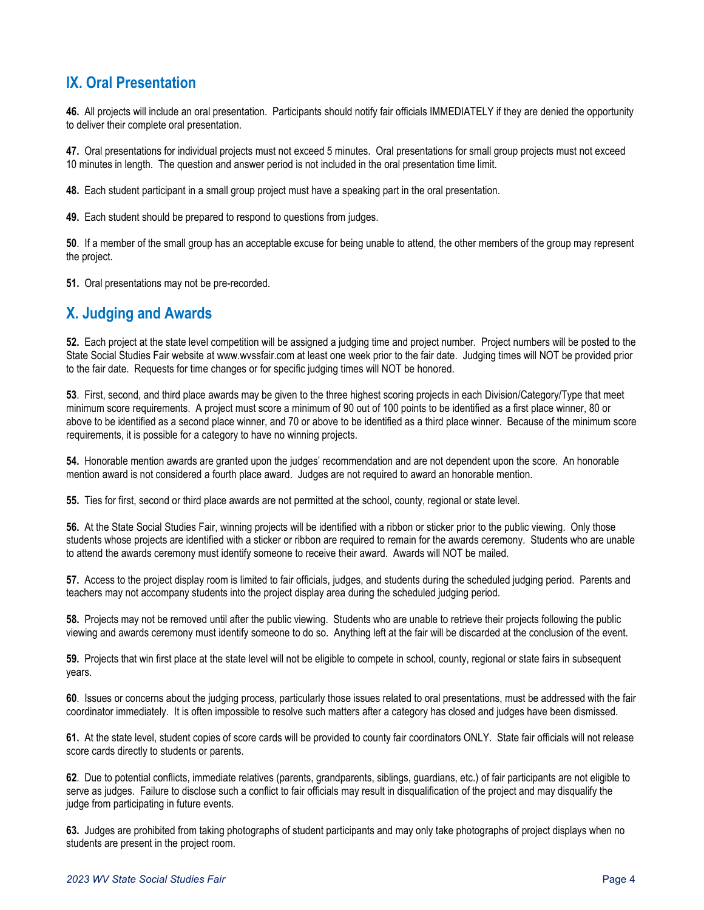## IX. Oral Presentation

**46.** All projects will include an oral presentation. Participants should notify fair officials IMMEDIATELY if they are denied the opportunity to deliver their complete oral presentation.

**47.** Oral presentations for individual projects must not exceed 5 minutes. Oral presentations for small group projects must not exceed 10 minutes in length. The question and answer period is not included in the oral presentation time limit.

**48.** Each student participant in a small group project must have a speaking part in the oral presentation.

**49.** Each student should be prepared to respond to questions from judges.

**50**. If a member of the small group has an acceptable excuse for being unable to attend, the other members of the group may represent the project.

**51.** Oral presentations may not be pre-recorded.

## X. Judging and Awards

**52.** Each project at the state level competition will be assigned a judging time and project number. Project numbers will be posted to the State Social Studies Fair website at www.wvssfair.com at least one week prior to the fair date. Judging times will NOT be provided prior to the fair date. Requests for time changes or for specific judging times will NOT be honored.

**53**. First, second, and third place awards may be given to the three highest scoring projects in each Division/Category/Type that meet minimum score requirements. A project must score a minimum of 90 out of 100 points to be identified as a first place winner, 80 or above to be identified as a second place winner, and 70 or above to be identified as a third place winner. Because of the minimum score requirements, it is possible for a category to have no winning projects.

**54.** Honorable mention awards are granted upon the judges' recommendation and are not dependent upon the score. An honorable mention award is not considered a fourth place award. Judges are not required to award an honorable mention.

**55.** Ties for first, second or third place awards are not permitted at the school, county, regional or state level.

**56.** At the State Social Studies Fair, winning projects will be identified with a ribbon or sticker prior to the public viewing. Only those students whose projects are identified with a sticker or ribbon are required to remain for the awards ceremony. Students who are unable to attend the awards ceremony must identify someone to receive their award. Awards will NOT be mailed.

**57.** Access to the project display room is limited to fair officials, judges, and students during the scheduled judging period. Parents and teachers may not accompany students into the project display area during the scheduled judging period.

**58.** Projects may not be removed until after the public viewing. Students who are unable to retrieve their projects following the public viewing and awards ceremony must identify someone to do so. Anything left at the fair will be discarded at the conclusion of the event.

**59.** Projects that win first place at the state level will not be eligible to compete in school, county, regional or state fairs in subsequent years.

**60**. Issues or concerns about the judging process, particularly those issues related to oral presentations, must be addressed with the fair coordinator immediately. It is often impossible to resolve such matters after a category has closed and judges have been dismissed.

**61.** At the state level, student copies of score cards will be provided to county fair coordinators ONLY. State fair officials will not release score cards directly to students or parents.

**62**. Due to potential conflicts, immediate relatives (parents, grandparents, siblings, guardians, etc.) of fair participants are not eligible to serve as judges. Failure to disclose such a conflict to fair officials may result in disqualification of the project and may disqualify the judge from participating in future events.

**63.** Judges are prohibited from taking photographs of student participants and may only take photographs of project displays when no students are present in the project room.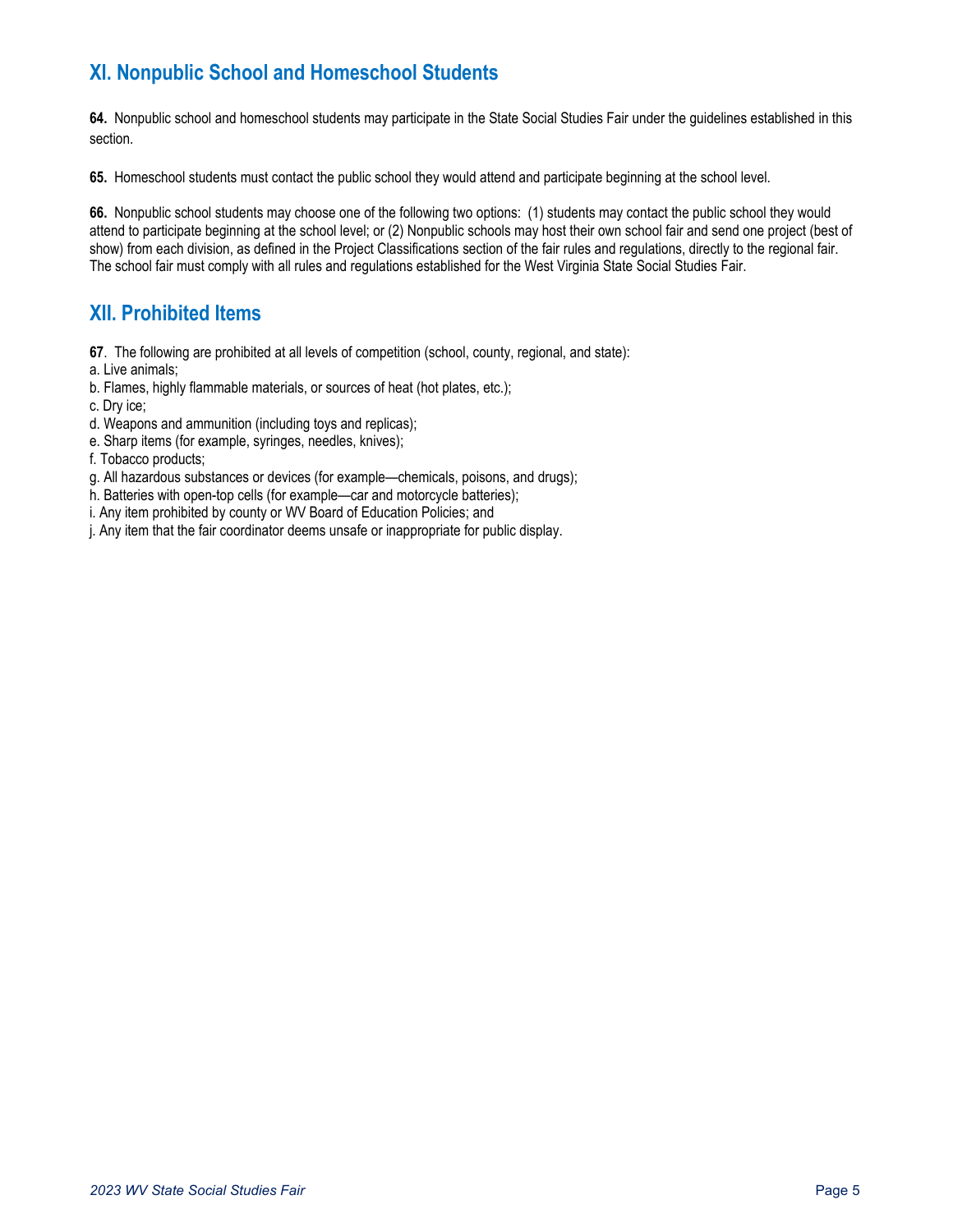## XI. Nonpublic School and Homeschool Students

**64.** Nonpublic school and homeschool students may participate in the State Social Studies Fair under the guidelines established in this section.

**65.** Homeschool students must contact the public school they would attend and participate beginning at the school level.

**66.** Nonpublic school students may choose one of the following two options: (1) students may contact the public school they would attend to participate beginning at the school level; or (2) Nonpublic schools may host their own school fair and send one project (best of show) from each division, as defined in the Project Classifications section of the fair rules and regulations, directly to the regional fair. The school fair must comply with all rules and regulations established for the West Virginia State Social Studies Fair.

## XII. Prohibited Items

**67**. The following are prohibited at all levels of competition (school, county, regional, and state):

a. Live animals;
b. Flames, highly flammable materials, or sources of heat (hot plates, etc.);
c. Dry ice;
d. Weapons and ammunition (including toys and replicas);
e. Sharp items (for example, syringes, needles, knives);
f. Tobacco products;
g. All hazardous substances or devices (for example—chemicals, poisons, and drugs);
h. Batteries with open-top cells (for example—car and motorcycle batteries);
i. Any item prohibited by county or WV Board of Education Policies; and
j. Any item that the fair coordinator deems unsafe or inappropriate for public display.